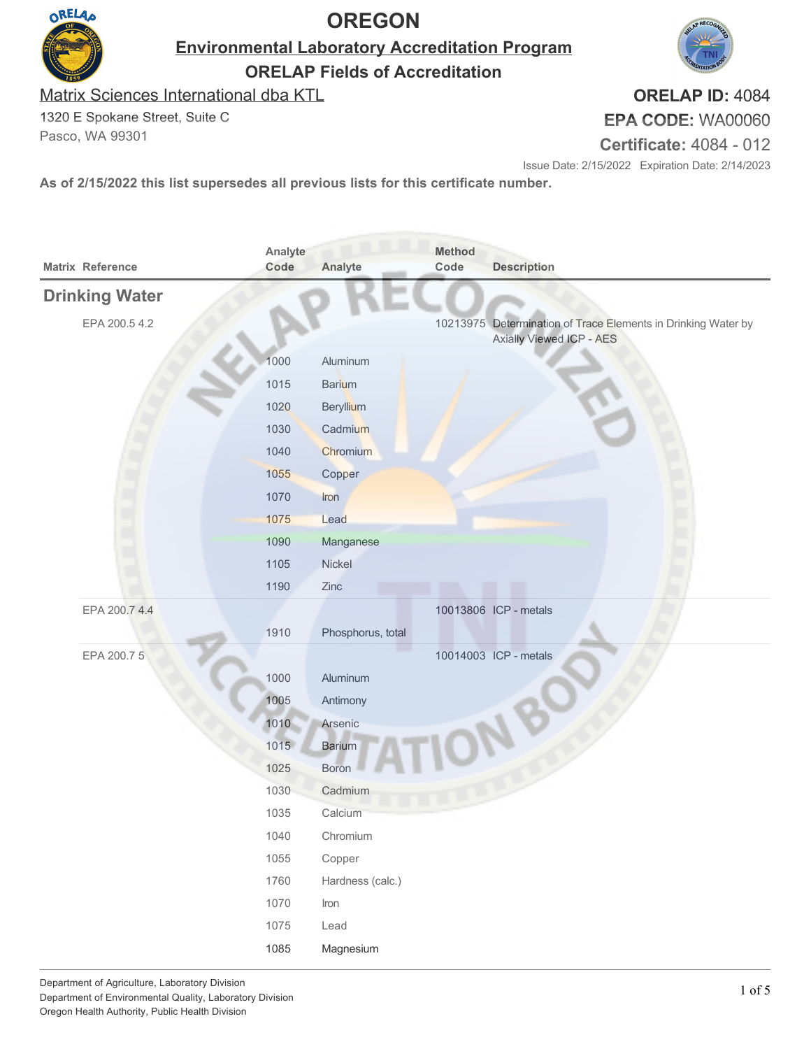# OREGON

## Environmental Laboratory Accreditation Program

## ORELAP Fields of Accreditation

Matrix Sciences International dba KTL
1320 E Spokane Street, Suite C
Pasco, WA 99301

**ORELAP ID:** 4084
**EPA CODE:** WA00060
**Certificate:** 4084 - 012

Issue Date: 2/15/2022 Expiration Date: 2/14/2023

**As of 2/15/2022 this list supersedes all previous lists for this certificate number.**

| Matrix Reference | Analyte Code | Analyte | Method Code | Description |
|---|---|---|---|---|
| **Drinking Water** | | | | |
| EPA 200.5 4.2 | | | 10213975 | Determination of Trace Elements in Drinking Water by Axially Viewed ICP - AES |
| | 1000 | Aluminum | | |
| | 1015 | Barium | | |
| | 1020 | Beryllium | | |
| | 1030 | Cadmium | | |
| | 1040 | Chromium | | |
| | 1055 | Copper | | |
| | 1070 | Iron | | |
| | 1075 | Lead | | |
| | 1090 | Manganese | | |
| | 1105 | Nickel | | |
| | 1190 | Zinc | | |
| EPA 200.7 4.4 | | | 10013806 | ICP - metals |
| | 1910 | Phosphorus, total | | |
| EPA 200.7 5 | | | 10014003 | ICP - metals |
| | 1000 | Aluminum | | |
| | 1005 | Antimony | | |
| | 1010 | Arsenic | | |
| | 1015 | Barium | | |
| | 1025 | Boron | | |
| | 1030 | Cadmium | | |
| | 1035 | Calcium | | |
| | 1040 | Chromium | | |
| | 1055 | Copper | | |
| | 1760 | Hardness (calc.) | | |
| | 1070 | Iron | | |
| | 1075 | Lead | | |
| | 1085 | Magnesium | | |

Department of Agriculture, Laboratory Division
Department of Environmental Quality, Laboratory Division
Oregon Health Authority, Public Health Division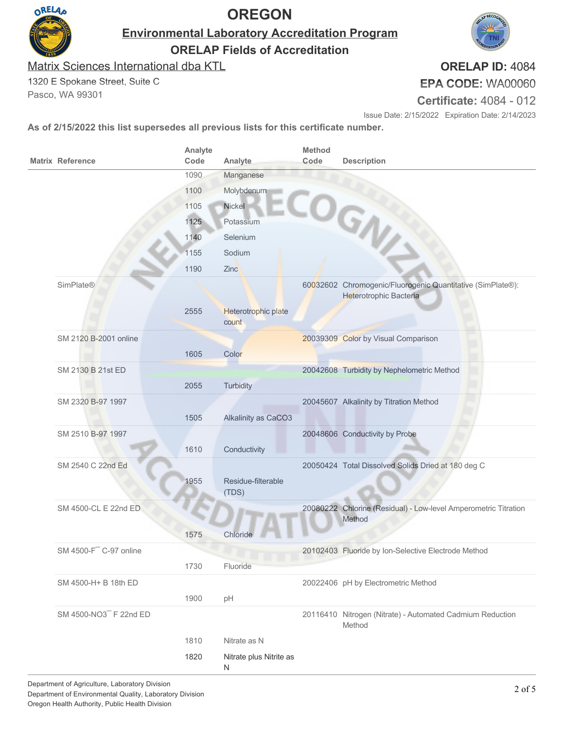# OREGON

## Environmental Laboratory Accreditation Program

### ORELAP Fields of Accreditation

**Matrix Sciences International dba KTL**

1320 E Spokane Street, Suite C
Pasco, WA 99301

**ORELAP ID:** 4084
**EPA CODE:** WA00060
**Certificate:** 4084 - 012

Issue Date: 2/15/2022 Expiration Date: 2/14/2023

**As of 2/15/2022 this list supersedes all previous lists for this certificate number.**

| Matrix | Reference | Analyte Code | Analyte | Method Code | Description |
|---|---|---|---|---|---|
| | | 1090 | Manganese | | |
| | | 1100 | Molybdenum | | |
| | | 1105 | Nickel | | |
| | | 1125 | Potassium | | |
| | | 1140 | Selenium | | |
| | | 1155 | Sodium | | |
| | | 1190 | Zinc | | |
| | SimPlate® | | | 60032602 | Chromogenic/Fluorogenic Quantitative (SimPlate®): Heterotrophic Bacteria |
| | | 2555 | Heterotrophic plate count | | |
| | SM 2120 B-2001 online | | | 20039309 | Color by Visual Comparison |
| | | 1605 | Color | | |
| | SM 2130 B 21st ED | | | 20042608 | Turbidity by Nephelometric Method |
| | | 2055 | Turbidity | | |
| | SM 2320 B-97 1997 | | | 20045607 | Alkalinity by Titration Method |
| | | 1505 | Alkalinity as $CaCO_3$ | | |
| | SM 2510 B-97 1997 | | | 20048606 | Conductivity by Probe |
| | | 1610 | Conductivity | | |
| | SM 2540 C 22nd Ed | | | 20050424 | Total Dissolved Solids Dried at 180 deg C |
| | | 1955 | Residue-filterable (TDS) | | |
| | SM 4500-CL E 22nd ED | | | 20080222 | Chlorine (Residual) - Low-level Amperometric Titration Method |
| | | 1575 | Chloride | | |
| | SM 4500-$F^-$ C-97 online | | | 20102403 | Fluoride by Ion-Selective Electrode Method |
| | | 1730 | Fluoride | | |
| | SM 4500-H+ B 18th ED | | | 20022406 | pH by Electrometric Method |
| | | 1900 | pH | | |
| | SM 4500-$NO_3^-$ F 22nd ED | | | 20116410 | Nitrogen (Nitrate) - Automated Cadmium Reduction Method |
| | | 1810 | Nitrate as N | | |
| | | 1820 | Nitrate plus Nitrite as N | | |

Department of Agriculture, Laboratory Division
Department of Environmental Quality, Laboratory Division
Oregon Health Authority, Public Health Division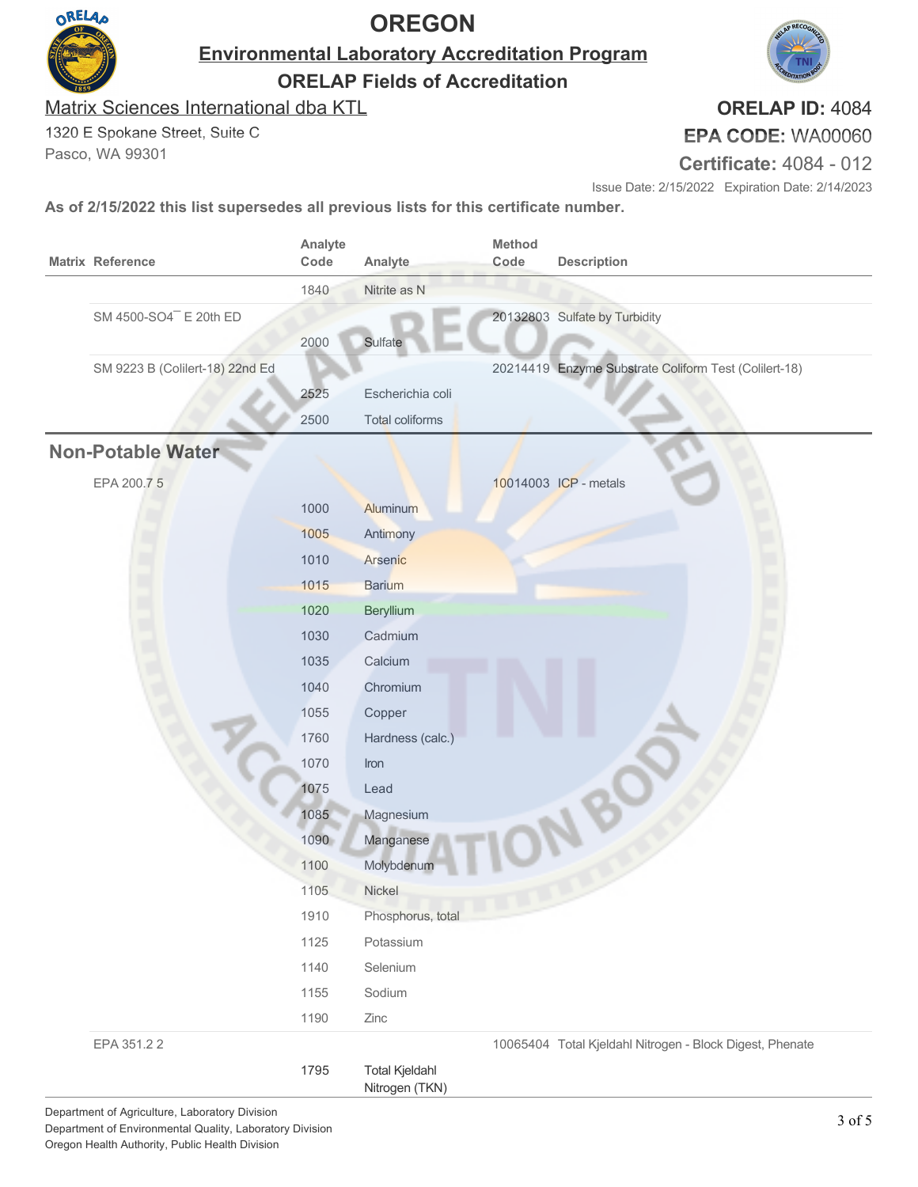# OREGON

## Environmental Laboratory Accreditation Program

### ORELAP Fields of Accreditation

Matrix Sciences International dba KTL
1320 E Spokane Street, Suite C
Pasco, WA 99301

**ORELAP ID:** 4084
**EPA CODE:** WA00060
**Certificate:** 4084 - 012

Issue Date: 2/15/2022  Expiration Date: 2/14/2023

**As of 2/15/2022 this list supersedes all previous lists for this certificate number.**

| Matrix | Reference | Analyte Code | Analyte | Method Code | Description |
|---|---|---|---|---|---|
| | | 1840 | Nitrite as N | | |
| | SM 4500-$SO_4^-$ E 20th ED | | | 20132803 | Sulfate by Turbidity |
| | | 2000 | Sulfate | | |
| | SM 9223 B (Colilert-18) 22nd Ed | | | 20214419 | Enzyme Substrate Coliform Test (Colilert-18) |
| | | 2525 | Escherichia coli | | |
| | | 2500 | Total coliforms | | |
| **Non-Potable Water** | | | | | |
| | EPA 200.7 5 | | | 10014003 | ICP - metals |
| | | 1000 | Aluminum | | |
| | | 1005 | Antimony | | |
| | | 1010 | Arsenic | | |
| | | 1015 | Barium | | |
| | | 1020 | Beryllium | | |
| | | 1030 | Cadmium | | |
| | | 1035 | Calcium | | |
| | | 1040 | Chromium | | |
| | | 1055 | Copper | | |
| | | 1760 | Hardness (calc.) | | |
| | | 1070 | Iron | | |
| | | 1075 | Lead | | |
| | | 1085 | Magnesium | | |
| | | 1090 | Manganese | | |
| | | 1100 | Molybdenum | | |
| | | 1105 | Nickel | | |
| | | 1910 | Phosphorus, total | | |
| | | 1125 | Potassium | | |
| | | 1140 | Selenium | | |
| | | 1155 | Sodium | | |
| | | 1190 | Zinc | | |
| | EPA 351.2 2 | | | 10065404 | Total Kjeldahl Nitrogen - Block Digest, Phenate |
| | | 1795 | Total Kjeldahl Nitrogen (TKN) | | |

Department of Agriculture, Laboratory Division
Department of Environmental Quality, Laboratory Division
Oregon Health Authority, Public Health Division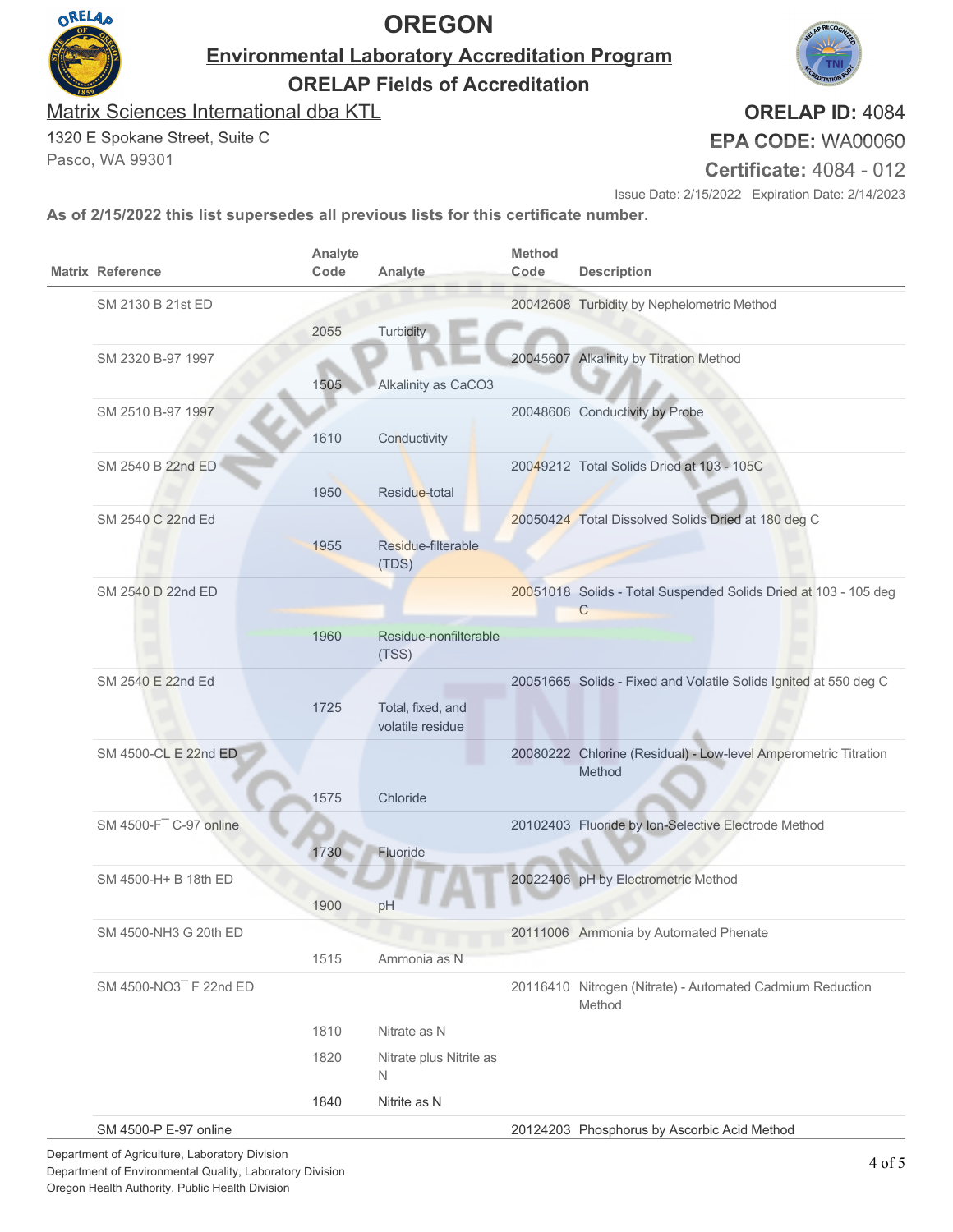# OREGON

## Environmental Laboratory Accreditation Program

### ORELAP Fields of Accreditation

Matrix Sciences International dba KTL
1320 E Spokane Street, Suite C
Pasco, WA 99301

**ORELAP ID:** 4084
**EPA CODE:** WA00060
**Certificate:** 4084 - 012

Issue Date: 2/15/2022 Expiration Date: 2/14/2023

**As of 2/15/2022 this list supersedes all previous lists for this certificate number.**

| Matrix | Reference | Analyte Code | Analyte | Method Code | Description |
|---|---|---|---|---|---|
| | SM 2130 B 21st ED | | | 20042608 | Turbidity by Nephelometric Method |
| | | 2055 | Turbidity | | |
| | SM 2320 B-97 1997 | | | 20045607 | Alkalinity by Titration Method |
| | | 1505 | Alkalinity as CaCO3 | | |
| | SM 2510 B-97 1997 | | | 20048606 | Conductivity by Probe |
| | | 1610 | Conductivity | | |
| | SM 2540 B 22nd ED | | | 20049212 | Total Solids Dried at 103 - 105C |
| | | 1950 | Residue-total | | |
| | SM 2540 C 22nd Ed | | | 20050424 | Total Dissolved Solids Dried at 180 deg C |
| | | 1955 | Residue-filterable (TDS) | | |
| | SM 2540 D 22nd ED | | | 20051018 | Solids - Total Suspended Solids Dried at 103 - 105 deg C |
| | | 1960 | Residue-nonfilterable (TSS) | | |
| | SM 2540 E 22nd Ed | | | 20051665 | Solids - Fixed and Volatile Solids Ignited at 550 deg C |
| | | 1725 | Total, fixed, and volatile residue | | |
| | SM 4500-CL E 22nd ED | | | 20080222 | Chlorine (Residual) - Low-level Amperometric Titration Method |
| | | 1575 | Chloride | | |
| | SM 4500-F¯ C-97 online | | | 20102403 | Fluoride by Ion-Selective Electrode Method |
| | | 1730 | Fluoride | | |
| | SM 4500-H+ B 18th ED | | | 20022406 | pH by Electrometric Method |
| | | 1900 | pH | | |
| | SM 4500-NH3 G 20th ED | | | 20111006 | Ammonia by Automated Phenate |
| | | 1515 | Ammonia as N | | |
| | SM 4500-NO3¯ F 22nd ED | | | 20116410 | Nitrogen (Nitrate) - Automated Cadmium Reduction Method |
| | | 1810 | Nitrate as N | | |
| | | 1820 | Nitrate plus Nitrite as N | | |
| | | 1840 | Nitrite as N | | |
| | SM 4500-P E-97 online | | | 20124203 | Phosphorus by Ascorbic Acid Method |

Department of Agriculture, Laboratory Division
Department of Environmental Quality, Laboratory Division
Oregon Health Authority, Public Health Division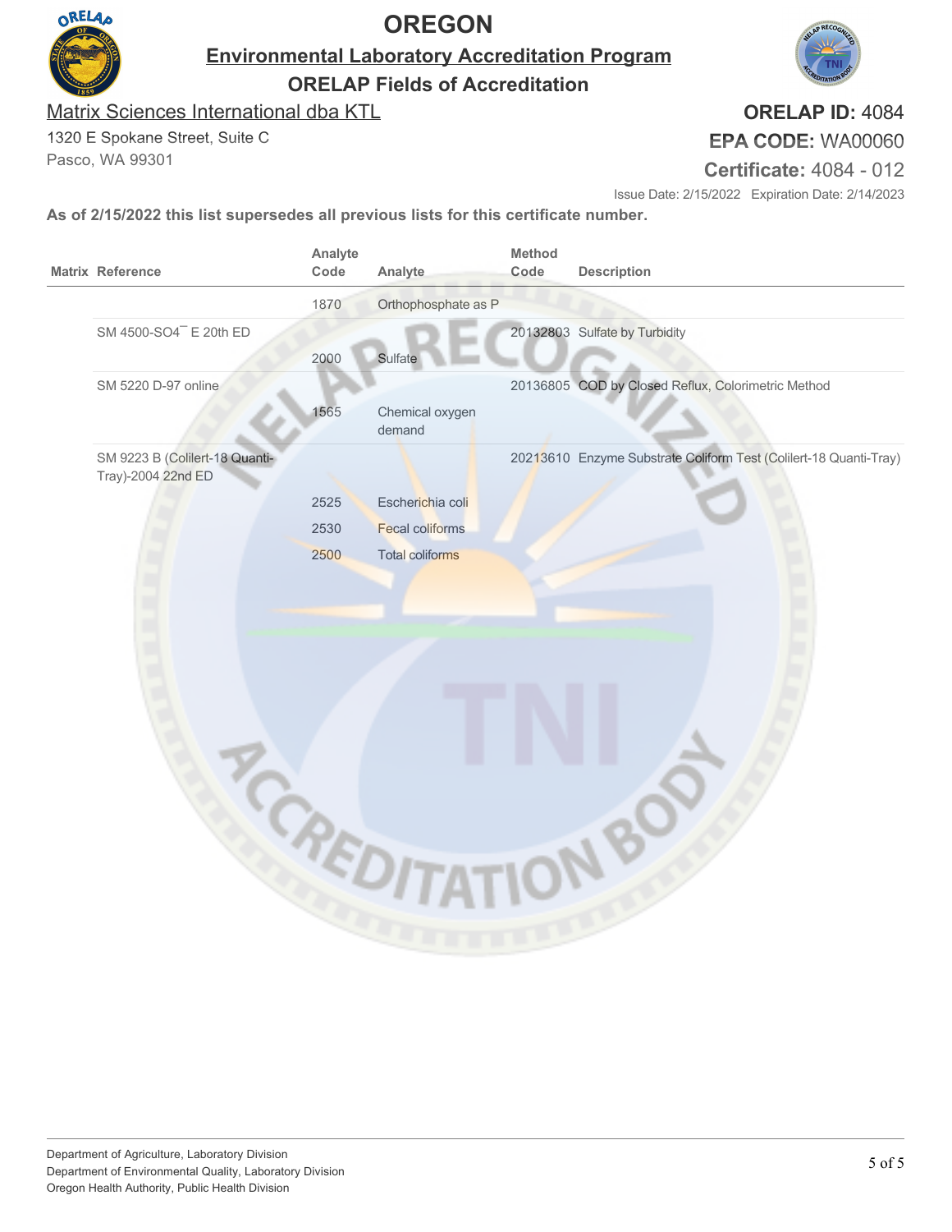# OREGON

## Environmental Laboratory Accreditation Program

## ORELAP Fields of Accreditation

Matrix Sciences International dba KTL
1320 E Spokane Street, Suite C
Pasco, WA 99301

**ORELAP ID:** 4084
**EPA CODE:** WA00060
**Certificate:** 4084 - 012

Issue Date: 2/15/2022 Expiration Date: 2/14/2023

**As of 2/15/2022 this list supersedes all previous lists for this certificate number.**

| Matrix | Reference | Analyte Code | Analyte | Method Code | Description |
|---|---|---|---|---|---|
| | | 1870 | Orthophosphate as P | | |
| | SM 4500-$SO_4^{=}$ E 20th ED | | | 20132803 | Sulfate by Turbidity |
| | | 2000 | Sulfate | | |
| | SM 5220 D-97 online | | | 20136805 | COD by Closed Reflux, Colorimetric Method |
| | | 1565 | Chemical oxygen demand | | |
| | SM 9223 B (Colilert-18 Quanti-Tray)-2004 22nd ED | | | 20213610 | Enzyme Substrate Coliform Test (Colilert-18 Quanti-Tray) |
| | | 2525 | Escherichia coli | | |
| | | 2530 | Fecal coliforms | | |
| | | 2500 | Total coliforms | | |

Department of Agriculture, Laboratory Division
Department of Environmental Quality, Laboratory Division
Oregon Health Authority, Public Health Division